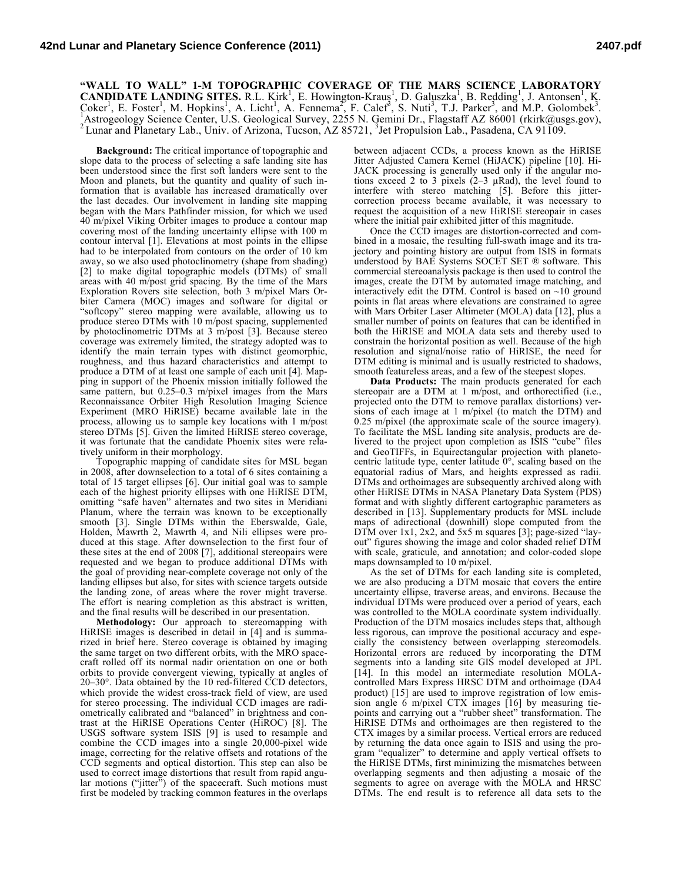# "WALL TO WALL" 1-M TOPOGRAPHIC COVERAGE OF THE MARS SCIENCE LABORATORY CANDIDATE LANDING SITES.

R.L. Kirk[1], E. Howington-Kraus[1], D. Galuszka[1], B. Redding[1], J. Antonsen[1], K. Coker[1], E. Foster[1], M. Hopkins[1], A. Licht[1], A. Fennema[2], F. Calef[3], S. Nuti[3], T.J. Parker[3], and M.P. Golombek[3]. [1]Astrogeology Science Center, U.S. Geological Survey, 2255 N. Gemini Dr., Flagstaff AZ 86001 (rkirk@usgs.gov), [2]Lunar and Planetary Lab., Univ. of Arizona, Tucson, AZ 85721, [3]Jet Propulsion Lab., Pasadena, CA 91109.

**Background:** The critical importance of topographic and slope data to the process of selecting a safe landing site has been understood since the first soft landers were sent to the Moon and planets, but the quantity and quality of such information that is available has increased dramatically over the last decades. Our involvement in landing site mapping began with the Mars Pathfinder mission, for which we used 40 m/pixel Viking Orbiter images to produce a contour map covering most of the landing uncertainty ellipse with 100 m contour interval [1]. Elevations at most points in the ellipse had to be interpolated from contours on the order of 10 km away, so we also used photoclinometry (shape from shading) [2] to make digital topographic models (DTMs) of small areas with 40 m/post grid spacing. By the time of the Mars Exploration Rovers site selection, both 3 m/pixel Mars Orbiter Camera (MOC) images and software for digital or "softcopy" stereo mapping were available, allowing us to produce stereo DTMs with 10 m/post spacing, supplemented by photoclinometric DTMs at 3 m/post [3]. Because stereo coverage was extremely limited, the strategy adopted was to identify the main terrain types with distinct geomorphic, roughness, and thus hazard characteristics and attempt to produce a DTM of at least one sample of each unit [4]. Mapping in support of the Phoenix mission initially followed the same pattern, but 0.25–0.3 m/pixel images from the Mars Reconnaissance Orbiter High Resolution Imaging Science Experiment (MRO HiRISE) became available late in the process, allowing us to sample key locations with 1 m/post stereo DTMs [5]. Given the limited HiRISE stereo coverage, it was fortunate that the candidate Phoenix sites were relatively uniform in their morphology.

Topographic mapping of candidate sites for MSL began in 2008, after downselection to a total of 6 sites containing a total of 15 target ellipses [6]. Our initial goal was to sample each of the highest priority ellipses with one HiRISE DTM, omitting "safe haven" alternates and two sites in Meridiani Planum, where the terrain was known to be exceptionally smooth [3]. Single DTMs within the Eberswalde, Gale, Holden, Mawrth 2, Mawrth 4, and Nili ellipses were produced at this stage. After downselection to the first four of these sites at the end of 2008 [7], additional stereopairs were requested and we began to produce additional DTMs with the goal of providing near-complete coverage not only of the landing ellipses but also, for sites with science targets outside the landing zone, of areas where the rover might traverse. The effort is nearing completion as this abstract is written, and the final results will be described in our presentation.

**Methodology:** Our approach to stereomapping with HiRISE images is described in detail in [4] and is summarized in brief here. Stereo coverage is obtained by imaging the same target on two different orbits, with the MRO spacecraft rolled off its normal nadir orientation on one or both orbits to provide convergent viewing, typically at angles of 20–30°. Data obtained by the 10 red-filtered CCD detectors, which provide the widest cross-track field of view, are used for stereo processing. The individual CCD images are radiometrically calibrated and "balanced" in brightness and contrast at the HiRISE Operations Center (HiROC) [8]. The USGS software system ISIS [9] is used to resample and combine the CCD images into a single 20,000-pixel wide image, correcting for the relative offsets and rotations of the CCD segments and optical distortion. This step can also be used to correct image distortions that result from rapid angular motions ("jitter") of the spacecraft. Such motions must first be modeled by tracking common features in the overlaps between adjacent CCDs, a process known as the HiRISE Jitter Adjusted Camera Kernel (HiJACK) pipeline [10]. HiJACK processing is generally used only if the angular motions exceed 2 to 3 pixels (2–3 μRad), the level found to interfere with stereo matching [5]. Before this jitter-correction process became available, it was necessary to request the acquisition of a new HiRISE stereopair in cases where the initial pair exhibited jitter of this magnitude.

Once the CCD images are distortion-corrected and combined in a mosaic, the resulting full-swath image and its trajectory and pointing history are output from ISIS in formats understood by BAE Systems SOCET SET ® software. This commercial stereoanalysis package is then used to control the images, create the DTM by automated image matching, and interactively edit the DTM. Control is based on ~10 ground points in flat areas where elevations are constrained to agree with Mars Orbiter Laser Altimeter (MOLA) data [12], plus a smaller number of points on features that can be identified in both the HiRISE and MOLA data sets and thereby used to constrain the horizontal position as well. Because of the high resolution and signal/noise ratio of HiRISE, the need for DTM editing is minimal and is usually restricted to shadows, smooth featureless areas, and a few of the steepest slopes.

**Data Products:** The main products generated for each stereopair are a DTM at 1 m/post, and orthorectified (i.e., projected onto the DTM to remove parallax distortions) versions of each image at 1 m/pixel (to match the DTM) and 0.25 m/pixel (the approximate scale of the source imagery). To facilitate the MSL landing site analysis, products are delivered to the project upon completion as ISIS "cube" files and GeoTIFFs, in Equirectangular projection with planetocentric latitude type, center latitude 0°, scaling based on the equatorial radius of Mars, and heights expressed as radii. DTMs and orthoimages are subsequently archived along with other HiRISE DTMs in NASA Planetary Data System (PDS) format and with slightly different cartographic parameters as described in [13]. Supplementary products for MSL include maps of adirectional (downhill) slope computed from the DTM over 1x1, 2x2, and 5x5 m squares [3]; page-sized "layout" figures showing the image and color shaded relief DTM with scale, graticule, and annotation; and color-coded slope maps downsampled to 10 m/pixel.

As the set of DTMs for each landing site is completed, we are also producing a DTM mosaic that covers the entire uncertainty ellipse, traverse areas, and environs. Because the individual DTMs were produced over a period of years, each was controlled to the MOLA coordinate system individually. Production of the DTM mosaics includes steps that, although less rigorous, can improve the positional accuracy and especially the consistency between overlapping stereomodels. Horizontal errors are reduced by incorporating the DTM segments into a landing site GIS model developed at JPL [14]. In this model an intermediate resolution MOLA-controlled Mars Express HRSC DTM and orthoimage (DA4 product) [15] are used to improve registration of low emission angle 6 m/pixel CTX images [16] by measuring tiepoints and carrying out a "rubber sheet" transformation. The HiRISE DTMs and orthoimages are then registered to the CTX images by a similar process. Vertical errors are reduced by returning the data once again to ISIS and using the program "equalizer" to determine and apply vertical offsets to the HiRISE DTMs, first minimizing the mismatches between overlapping segments and then adjusting a mosaic of the segments to agree on average with the MOLA and HRSC DTMs. The end result is to reference all data sets to the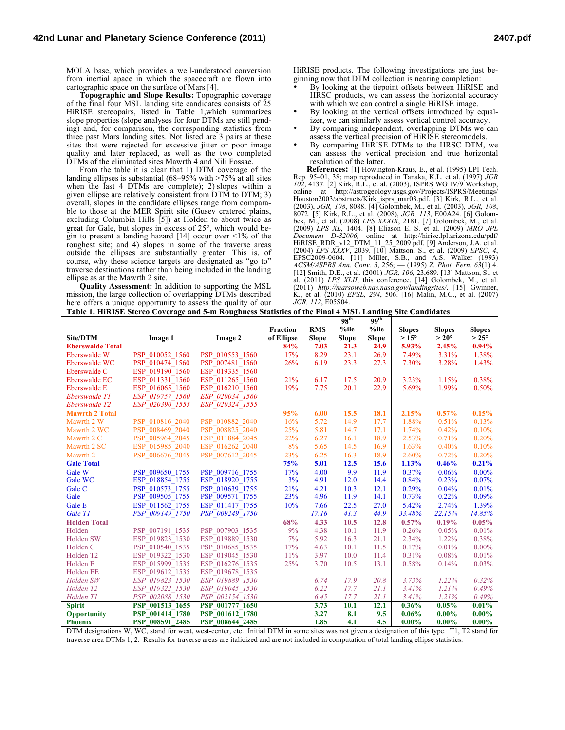MOLA base, which provides a well-understood conversion from inertial apace in which the spacecraft are flown into cartographic space on the surface of Mars [4].

**Topographic and Slope Results:** Topographic coverage of the final four MSL landing site candidates consists of 25 HiRISE stereopairs, listed in Table 1,which summarizes slope properties (slope analyses for four DTMs are still pending) and, for comparison, the corresponding statistics from three past Mars landing sites. Not listed are 3 pairs at these sites that were rejected for excessive jitter or poor image quality and later replaced, as well as the two completed DTMs of the eliminated sites Mawrth 4 and Nili Fossae.

From the table it is clear that 1) DTM coverage of the landing ellipses is substantial (68–95% with >75% at all sites when the last 4 DTMs are complete); 2) slopes within a given ellipse are relatively consistent from DTM to DTM; 3) overall, slopes in the candidate ellipses range from comparable to those at the MER Spirit site (Gusev cratered plains, excluding Columbia Hills [5]) at Holden to about twice as great for Gale, but slopes in excess of 25°, which would begin to present a landing hazard [14] occur over <1% of the roughest site; and 4) slopes in some of the traverse areas outside the ellipses are substantially greater. This is, of course, why these science targets are designated as "go to" traverse destinations rather than being included in the landing ellipse as at the Mawrth 2 site.

**Quality Assessment:** In addition to supporting the MSL mission, the large collection of overlapping DTMs described here offers a unique opportunity to assess the quality of our HiRISE products. The following investigations are just beginning now that DTM collection is nearing completion:

- By looking at the tiepoint offsets between HiRISE and HRSC products, we can assess the horizontal accuracy with which we can control a single HiRISE image.
- By looking at the vertical offsets introduced by equalizer, we can similarly assess vertical control accuracy.
- By comparing independent, overlapping DTMs we can assess the vertical precision of HiRISE stereomodels.
- By comparing HiRISE DTMs to the HRSC DTM, we can assess the vertical precision and true horizontal resolution of the latter.

**References:** [1] Howington-Kraus, E., et al. (1995) LPI Tech. Rep. 95–01, 38; map reproduced in Tanaka, K.L. et al. (1997) *JGR 102*, 4137. [2] Kirk, R.L., et al. (2003), ISPRS WG IV/9 Workshop, online at http://astrogeology.usgs.gov/Projects/ISPRS/Meetings/Houston2003/abstracts/Kirk_isprs_mar03.pdf. [3] Kirk, R.L., et al. (2003), *JGR, 108*, 8088. [4] Golombek, M., et al. (2003), *JGR, 108*, 8072. [5] Kirk, R.L., et al. (2008), *JGR, 113*, E00A24. [6] Golombek, M., et al. (2008) *LPS XXXIX*, 2181. [7] Golombek, M., et al. (2009) *LPS XL*, 1404. [8] Eliason E. S. et al. (2009) *MRO JPL Document D-32006,* online at http://hirise.lpl.arizona.edu/pdf/HiRISE_RDR_v12_DTM_11_25_2009.pdf. [9] Anderson, J.A. et al. (2004) *LPS XXXV*, 2039. [10] Mattson, S., et al. (2009) *EPSC, 4*, EPSC2009-0604. [11] Miller, S.B., and A.S. Walker (1993) *ACSM/ASPRS Ann. Conv. 3*, 256; — (1995) *Z. Phot. Fern. 63*(1) 4. [12] Smith, D.E., et al. (2001) *JGR, 106,* 23,689. [13] Mattson, S., et al. (2011) *LPS XLII*, this conference. [14] Golombek, M., et al. (2011) *http://marsoweb.nas.nasa.gov/landingsites/*. [15] Gwinner, K., et al. (2010) *EPSL, 294*, 506. [16] Malin, M.C., et al. (2007) *JGR, 112*, E05S04.

**Table 1. HiRISE Stereo Coverage and 5-m Roughness Statistics of the Final 4 MSL Landing Site Candidates**

| Site/DTM | Image 1 | Image 2 | Fraction of Ellipse | RMS Slope | 98th %ile Slope | 99th %ile Slope | Slopes > 15° | Slopes > 20° | Slopes > 25° |
|---|---|---|---|---|---|---|---|---|---|
| **Eberswalde Total** | | | **84%** | **7.03** | **21.3** | **24.9** | **5.93%** | **2.45%** | **0.94%** |
| Eberswalde W | PSP_010052_1560 | PSP_010553_1560 | 17% | 8.29 | 23.1 | 26.9 | 7.49% | 3.31% | 1.38% |
| Eberswalde WC | PSP_010474_1560 | PSP_007481_1560 | 26% | 6.19 | 23.3 | 27.3 | 7.30% | 3.28% | 1.43% |
| Eberswalde C | ESP_019190_1560 | ESP_019335_1560 | | | | | | | |
| Eberswalde EC | ESP_011331_1560 | ESP_011265_1560 | 21% | 6.17 | 17.5 | 20.9 | 3.23% | 1.15% | 0.38% |
| Eberswalde E | ESP_016065_1560 | ESP_016210_1560 | 19% | 7.75 | 20.1 | 22.9 | 5.69% | 1.99% | 0.50% |
| *Eberswalde T1* | *ESP_019757_1560* | *ESP_020034_1560* | | | | | | | |
| *Eberswalde T2* | *ESP_020390_1555* | *ESP_020324_1555* | | | | | | | |
| **Mawrth 2 Total** | | | **95%** | **6.00** | **15.5** | **18.1** | **2.15%** | **0.57%** | **0.15%** |
| Mawrth 2 W | PSP_010816_2040 | PSP_010882_2040 | 16% | 5.72 | 14.9 | 17.7 | 1.88% | 0.51% | 0.13% |
| Mawrth 2 WC | PSP_008469_2040 | PSP_008825_2040 | 25% | 5.81 | 14.7 | 17.1 | 1.74% | 0.42% | 0.10% |
| Mawrth 2 C | PSP_005964_2045 | ESP_011884_2045 | 22% | 6.27 | 16.1 | 18.9 | 2.53% | 0.71% | 0.20% |
| Mawrth 2 SC | ESP_015985_2040 | ESP_016262_2040 | 8% | 5.65 | 14.5 | 16.9 | 1.63% | 0.40% | 0.10% |
| Mawrth 2 | PSP_006676_2045 | PSP_007612_2045 | 23% | 6.25 | 16.3 | 18.9 | 2.60% | 0.72% | 0.20% |
| **Gale Total** | | | **75%** | **5.01** | **12.5** | **15.6** | **1.13%** | **0.46%** | **0.21%** |
| Gale W | PSP_009650_1755 | PSP_009716_1755 | 17% | 4.00 | 9.9 | 11.9 | 0.37% | 0.06% | 0.00% |
| Gale WC | ESP_018854_1755 | ESP_018920_1755 | 3% | 4.91 | 12.0 | 14.4 | 0.84% | 0.23% | 0.07% |
| Gale C | PSP_010573_1755 | PSP_010639_1755 | 21% | 4.21 | 10.3 | 12.1 | 0.29% | 0.04% | 0.01% |
| Gale | PSP_009505_1755 | PSP_009571_1755 | 23% | 4.96 | 11.9 | 14.1 | 0.73% | 0.22% | 0.09% |
| Gale E | ESP_011562_1755 | ESP_011417_1755 | 10% | 7.66 | 22.5 | 27.0 | 5.42% | 2.74% | 1.39% |
| *Gale T1* | *PSP_009149_1750* | *PSP_009249_1750* | | *17.16* | *41.3* | *44.9* | *33.48%* | *22.15%* | *14.85%* |
| **Holden Total** | | | **68%** | **4.33** | **10.5** | **12.8** | **0.57%** | **0.19%** | **0.05%** |
| Holden | PSP_007191_1535 | PSP_007903_1535 | 9% | 4.38 | 10.1 | 11.9 | 0.26% | 0.05% | 0.01% |
| Holden SW | ESP_019823_1530 | ESP_019889_1530 | 7% | 5.92 | 16.3 | 21.1 | 2.34% | 1.22% | 0.38% |
| Holden C | PSP_010540_1535 | PSP_010685_1535 | 17% | 4.63 | 10.1 | 11.5 | 0.17% | 0.01% | 0.00% |
| Holden T2 | ESP_019322_1530 | ESP_019045_1530 | 11% | 3.97 | 10.0 | 11.4 | 0.31% | 0.08% | 0.01% |
| Holden E | ESP_015999_1535 | ESP_016276_1535 | 25% | 3.70 | 10.5 | 13.1 | 0.58% | 0.14% | 0.03% |
| Holden EE | ESP_019612_1535 | ESP_019678_1535 | | | | | | | |
| *Holden SW* | *ESP_019823_1530* | *ESP_019889_1530* | | *6.74* | *17.9* | *20.8* | *3.73%* | *1.22%* | *0.32%* |
| *Holden T2* | *ESP_019322_1530* | *ESP_019045_1530* | | *6.22* | *17.7* | *21.1* | *3.41%* | *1.21%* | *0.49%* |
| *Holden T1* | *PSP_002088_1530* | *PSP_002154_1530* | | *6.45* | *17.7* | *21.1* | *3.41%* | *1.21%* | *0.49%* |
| **Spirit** | **PSP_001513_1655** | **PSP_001777_1650** | | **3.73** | **10.1** | **12.1** | **0.36%** | **0.05%** | **0.01%** |
| **Opportunity** | **PSP_001414_1780** | **PSP_001612_1780** | | **3.27** | **8.1** | **9.5** | **0.06%** | **0.00%** | **0.00%** |
| **Phoenix** | **PSP_008591_2485** | **PSP_008644_2485** | | **1.85** | **4.1** | **4.5** | **0.00%** | **0.00%** | **0.00%** |

DTM designations W, WC, stand for west, west-center, etc. Initial DTM in some sites was not given a designation of this type. T1, T2 stand for traverse area DTMs 1, 2. Results for traverse areas are italicized and are not included in computation of total landing ellipse statistics.